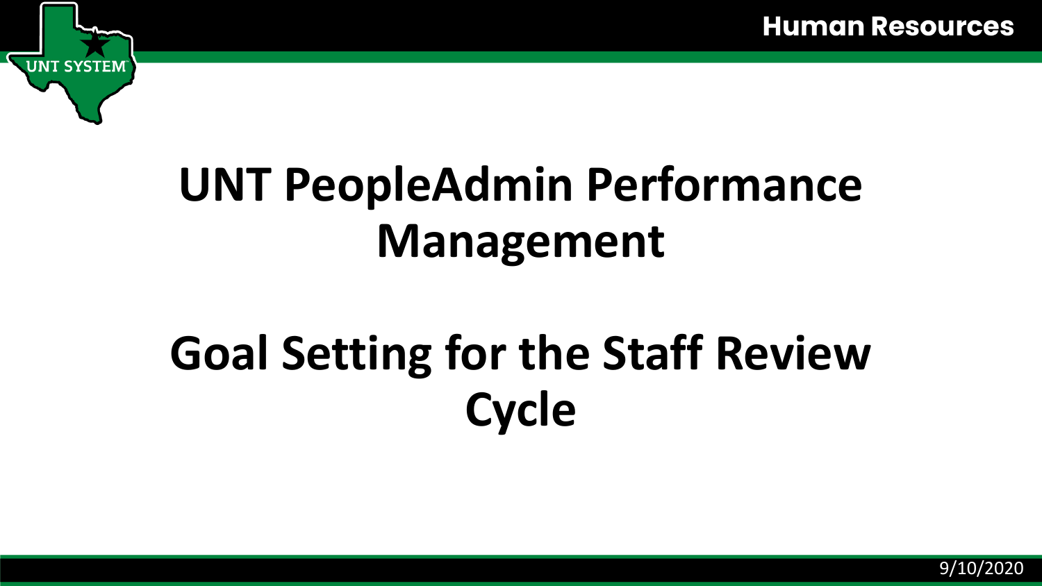# UNT PeopleAdmin Performance Management

# Goal Setting for the Staff Review Cycle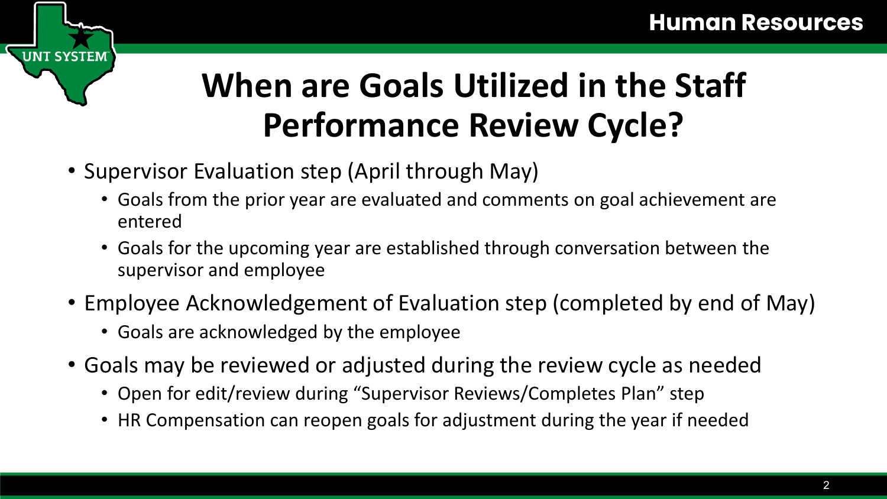# When are Goals Utilized in the Staff Performance Review Cycle?

- Supervisor Evaluation step (April through May)
  - Goals from the prior year are evaluated and comments on goal achievement are entered
  - Goals for the upcoming year are established through conversation between the supervisor and employee
- Employee Acknowledgement of Evaluation step (completed by end of May)
  - Goals are acknowledged by the employee
- Goals may be reviewed or adjusted during the review cycle as needed
  - Open for edit/review during "Supervisor Reviews/Completes Plan" step
  - HR Compensation can reopen goals for adjustment during the year if needed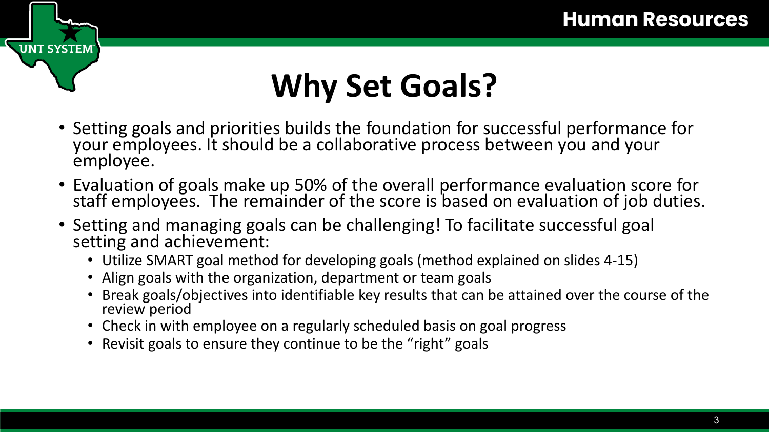# Why Set Goals?

- Setting goals and priorities builds the foundation for successful performance for your employees. It should be a collaborative process between you and your employee.
- Evaluation of goals make up 50% of the overall performance evaluation score for staff employees. The remainder of the score is based on evaluation of job duties.
- Setting and managing goals can be challenging! To facilitate successful goal setting and achievement:
  - Utilize SMART goal method for developing goals (method explained on slides 4-15)
  - Align goals with the organization, department or team goals
  - Break goals/objectives into identifiable key results that can be attained over the course of the review period
  - Check in with employee on a regularly scheduled basis on goal progress
  - Revisit goals to ensure they continue to be the "right" goals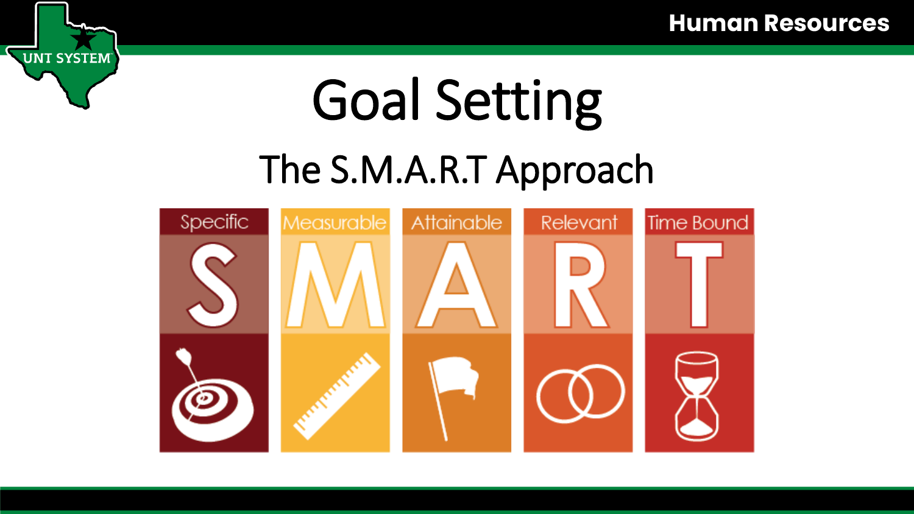# Goal Setting

## The S.M.A.R.T Approach

- Specific — S
- Measurable — M
- Attainable — A
- Relevant — R
- Time Bound — T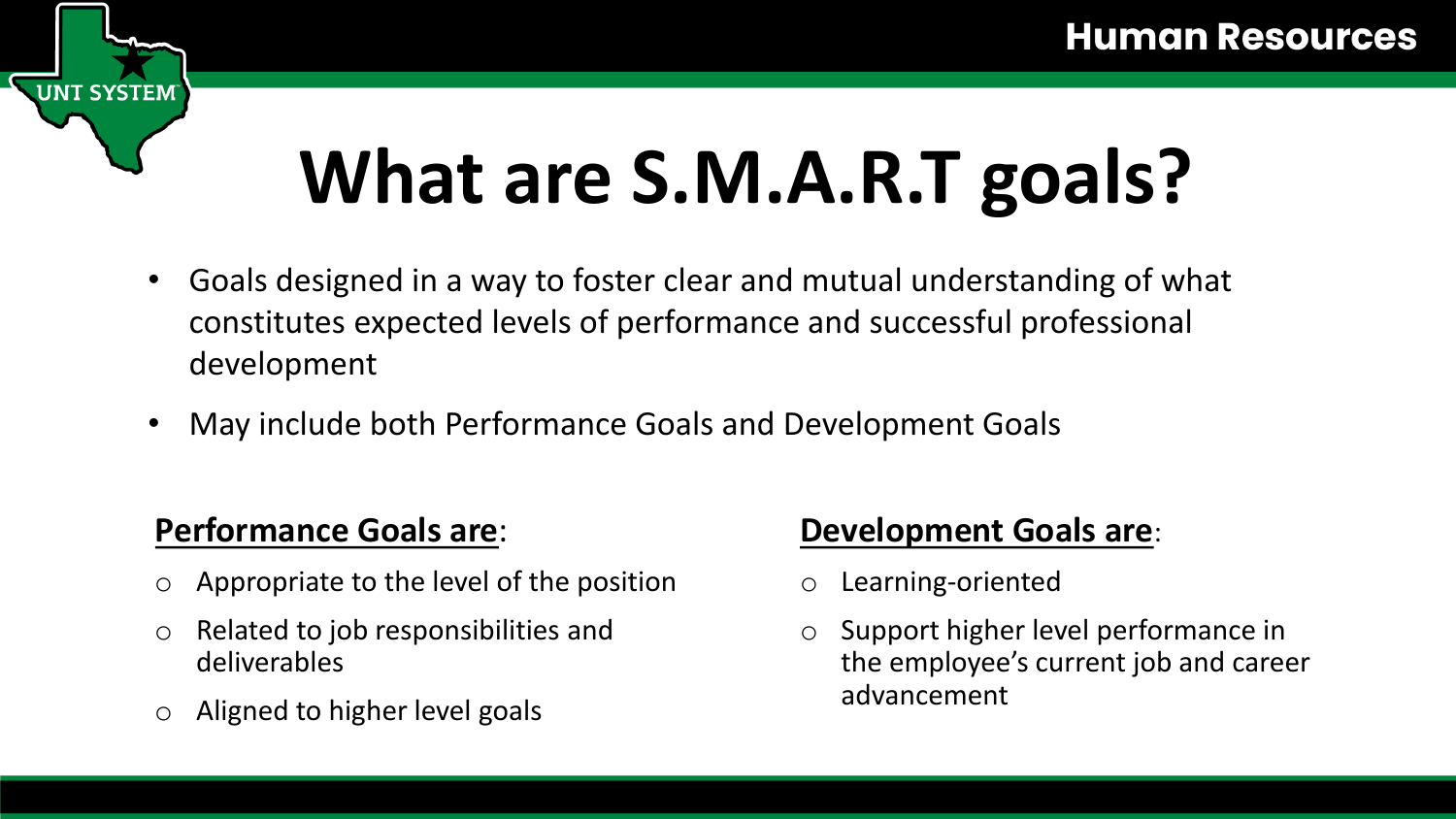# What are S.M.A.R.T goals?

- Goals designed in a way to foster clear and mutual understanding of what constitutes expected levels of performance and successful professional development
- May include both Performance Goals and Development Goals

**Performance Goals are**:

- Appropriate to the level of the position
- Related to job responsibilities and deliverables
- Aligned to higher level goals

**Development Goals are**:

- Learning-oriented
- Support higher level performance in the employee's current job and career advancement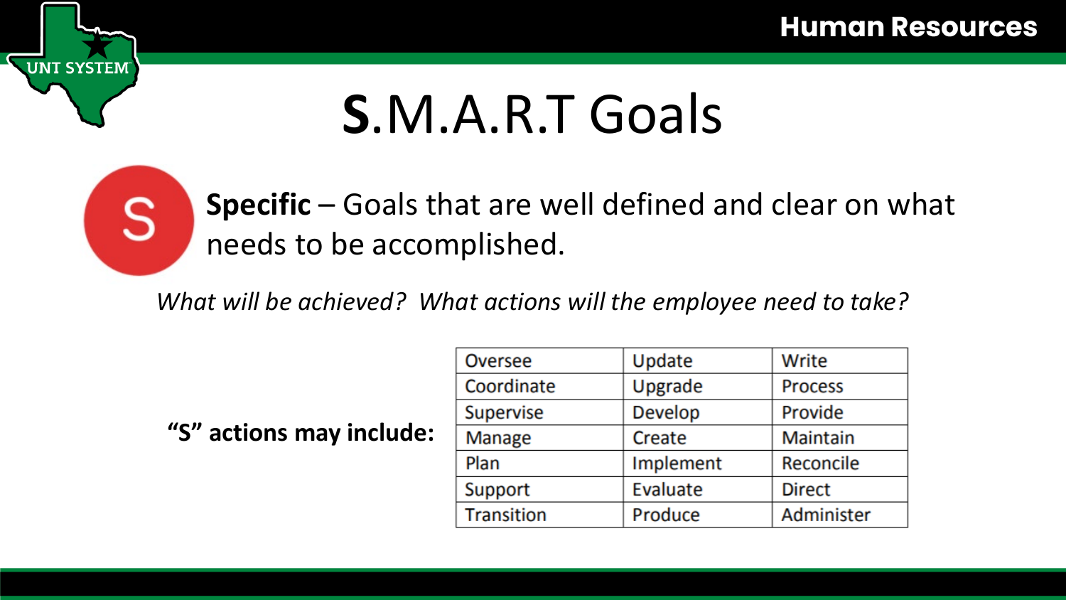# **S**.M.A.R.T Goals

**Specific** – Goals that are well defined and clear on what needs to be accomplished.

*What will be achieved? What actions will the employee need to take?*

**"S" actions may include:**

| | | |
|---|---|---|
| Oversee | Update | Write |
| Coordinate | Upgrade | Process |
| Supervise | Develop | Provide |
| Manage | Create | Maintain |
| Plan | Implement | Reconcile |
| Support | Evaluate | Direct |
| Transition | Produce | Administer |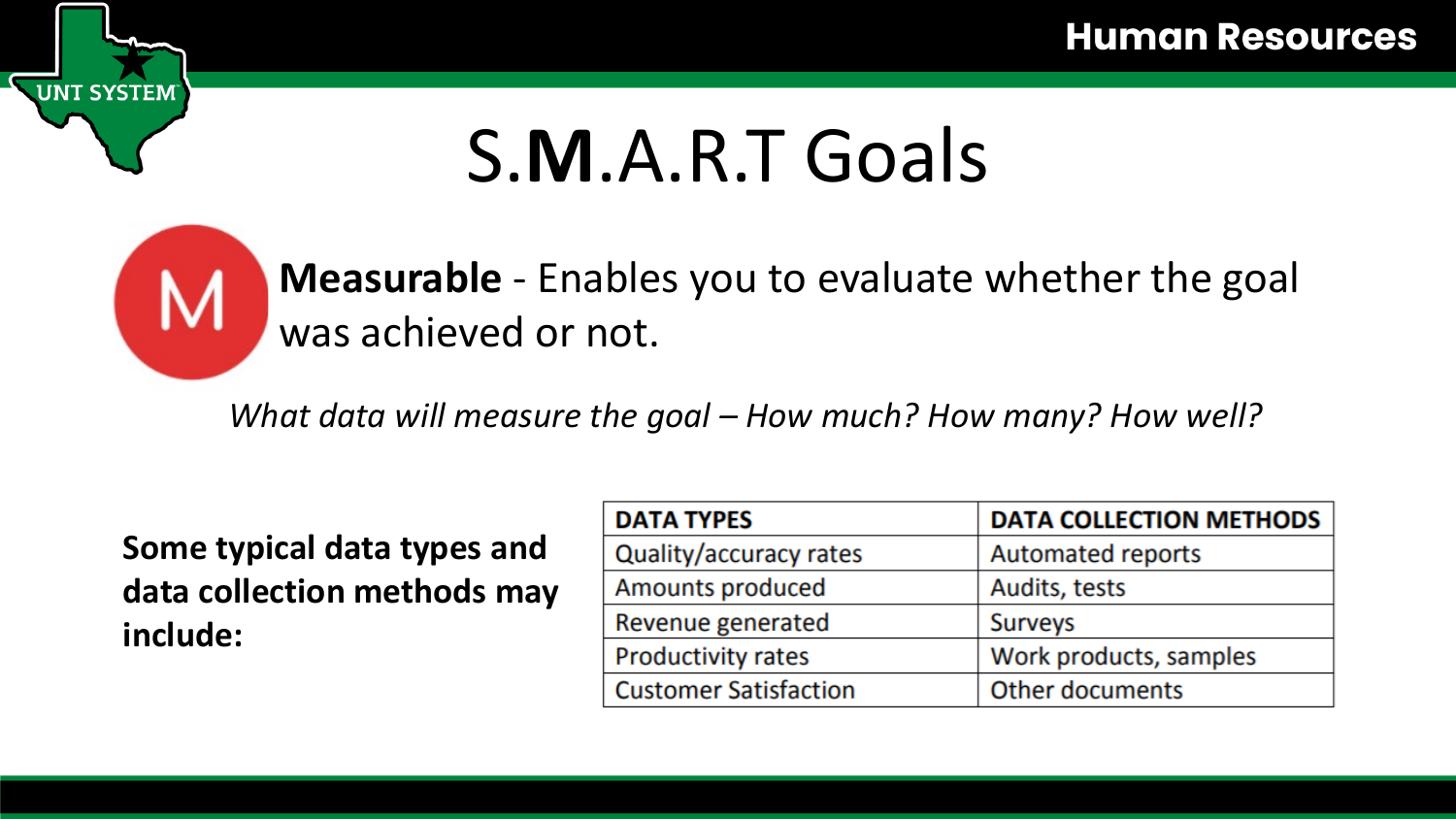# S.**M**.A.R.T Goals

M **Measurable** - Enables you to evaluate whether the goal was achieved or not.

*What data will measure the goal – How much? How many? How well?*

**Some typical data types and data collection methods may include:**

| DATA TYPES | DATA COLLECTION METHODS |
|---|---|
| Quality/accuracy rates | Automated reports |
| Amounts produced | Audits, tests |
| Revenue generated | Surveys |
| Productivity rates | Work products, samples |
| Customer Satisfaction | Other documents |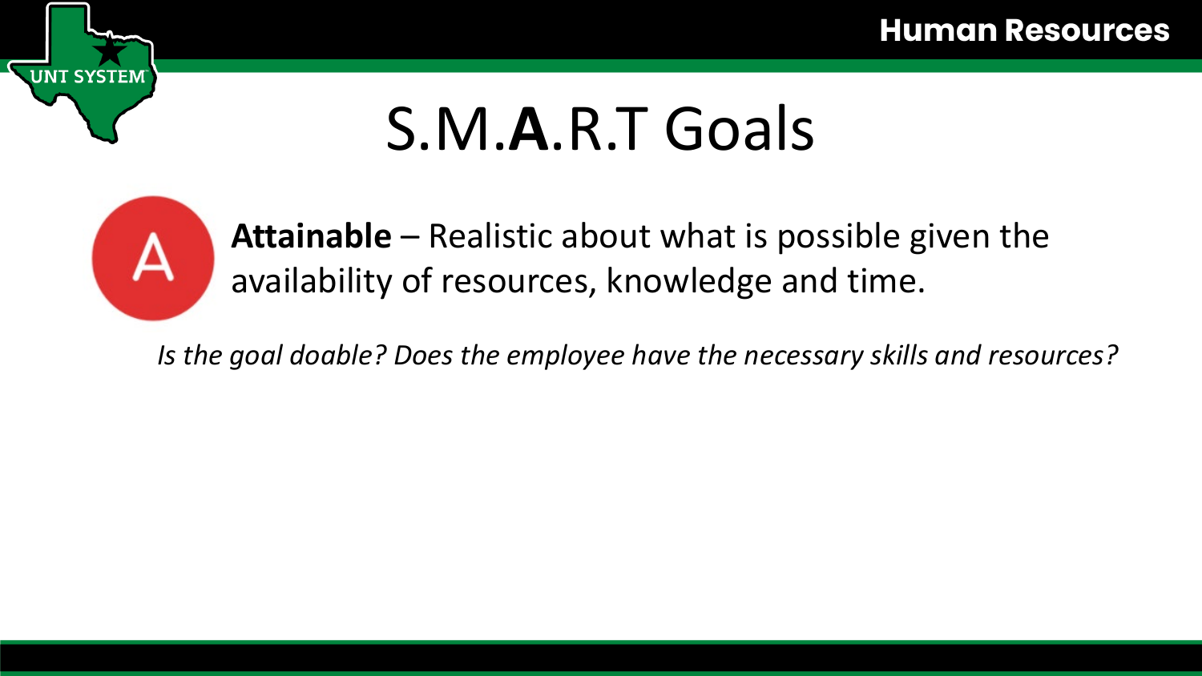# S.M.**A**.R.T Goals

A

**Attainable** – Realistic about what is possible given the availability of resources, knowledge and time.

*Is the goal doable? Does the employee have the necessary skills and resources?*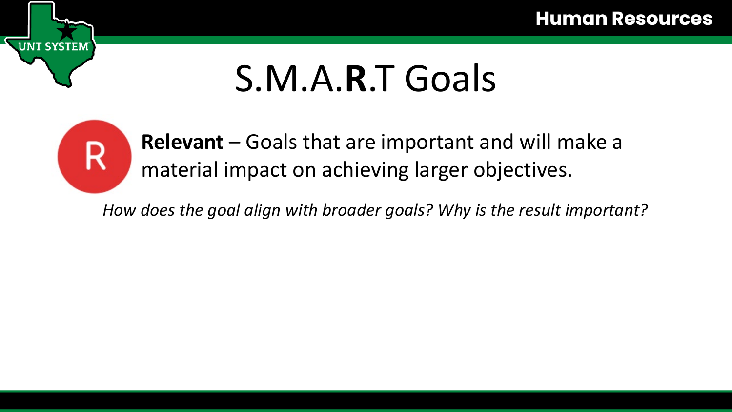# S.M.A.**R**.T Goals

R **Relevant** – Goals that are important and will make a material impact on achieving larger objectives.

*How does the goal align with broader goals? Why is the result important?*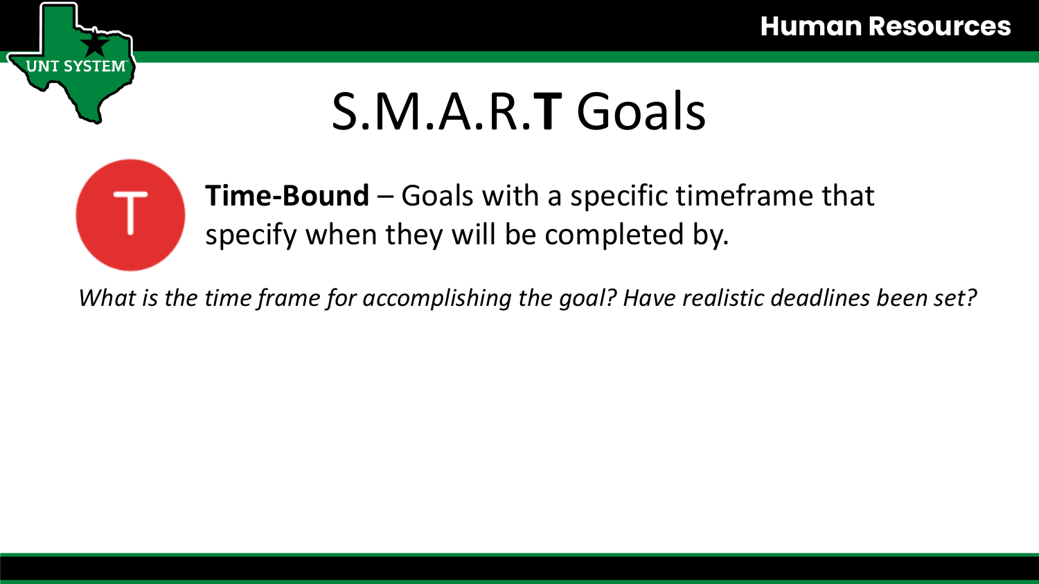# S.M.A.R.**T** Goals

T

**Time-Bound** – Goals with a specific timeframe that specify when they will be completed by.

*What is the time frame for accomplishing the goal? Have realistic deadlines been set?*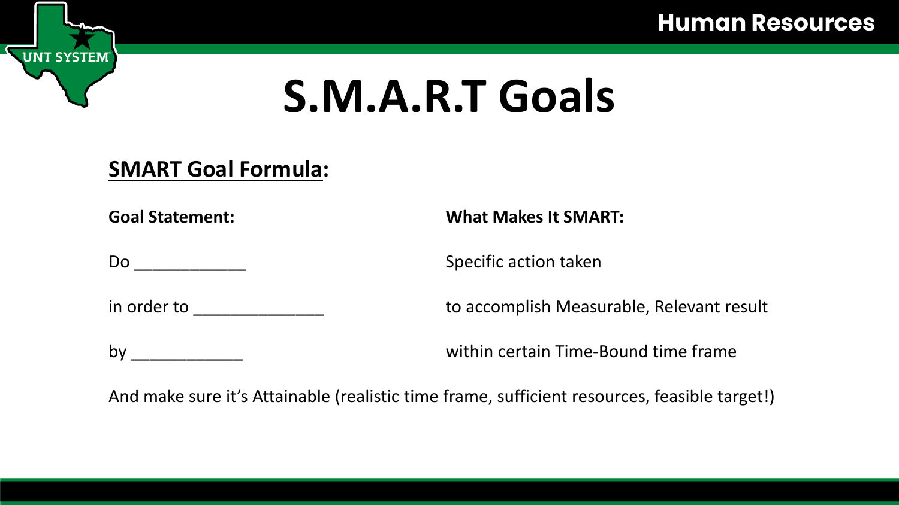# S.M.A.R.T Goals

## <u>SMART Goal Formula</u>:

| **Goal Statement:** | **What Makes It SMART:** |
| --- | --- |
| Do ____________ | Specific action taken |
| in order to ______________ | to accomplish Measurable, Relevant result |
| by ____________ | within certain Time-Bound time frame |

And make sure it's Attainable (realistic time frame, sufficient resources, feasible target!)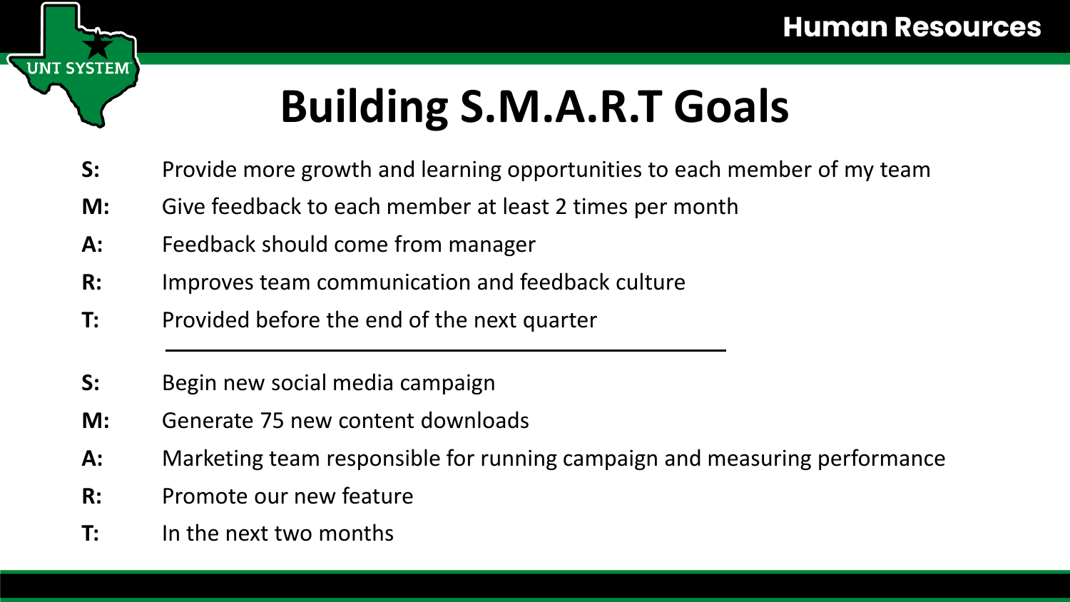# Building S.M.A.R.T Goals

**S:** Provide more growth and learning opportunities to each member of my team

**M:** Give feedback to each member at least 2 times per month

**A:** Feedback should come from manager

**R:** Improves team communication and feedback culture

**T:** Provided before the end of the next quarter

---

**S:** Begin new social media campaign

**M:** Generate 75 new content downloads

**A:** Marketing team responsible for running campaign and measuring performance

**R:** Promote our new feature

**T:** In the next two months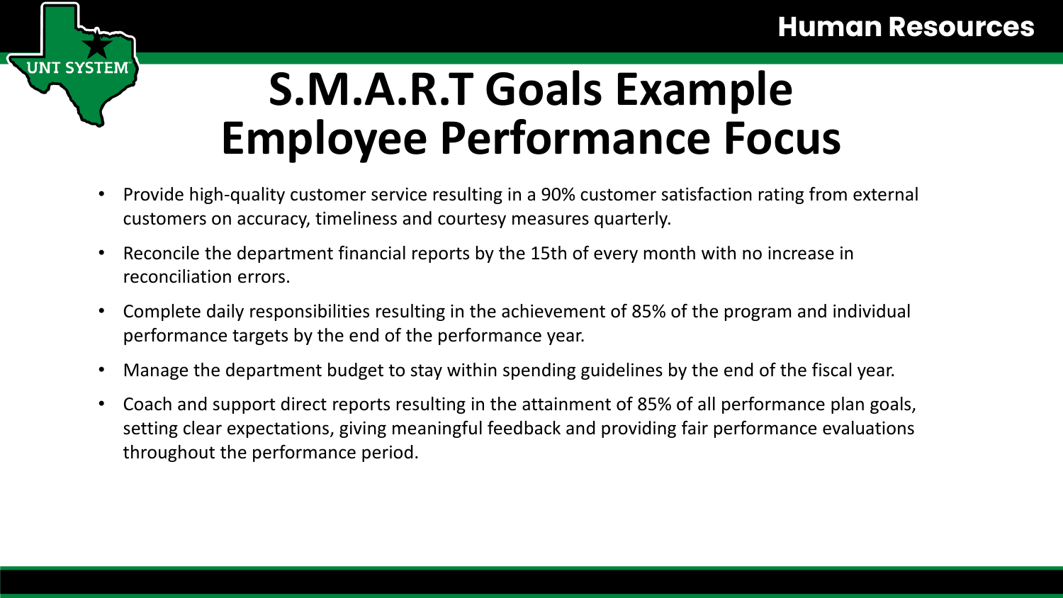# S.M.A.R.T Goals Example Employee Performance Focus

- Provide high-quality customer service resulting in a 90% customer satisfaction rating from external customers on accuracy, timeliness and courtesy measures quarterly.
- Reconcile the department financial reports by the 15th of every month with no increase in reconciliation errors.
- Complete daily responsibilities resulting in the achievement of 85% of the program and individual performance targets by the end of the performance year.
- Manage the department budget to stay within spending guidelines by the end of the fiscal year.
- Coach and support direct reports resulting in the attainment of 85% of all performance plan goals, setting clear expectations, giving meaningful feedback and providing fair performance evaluations throughout the performance period.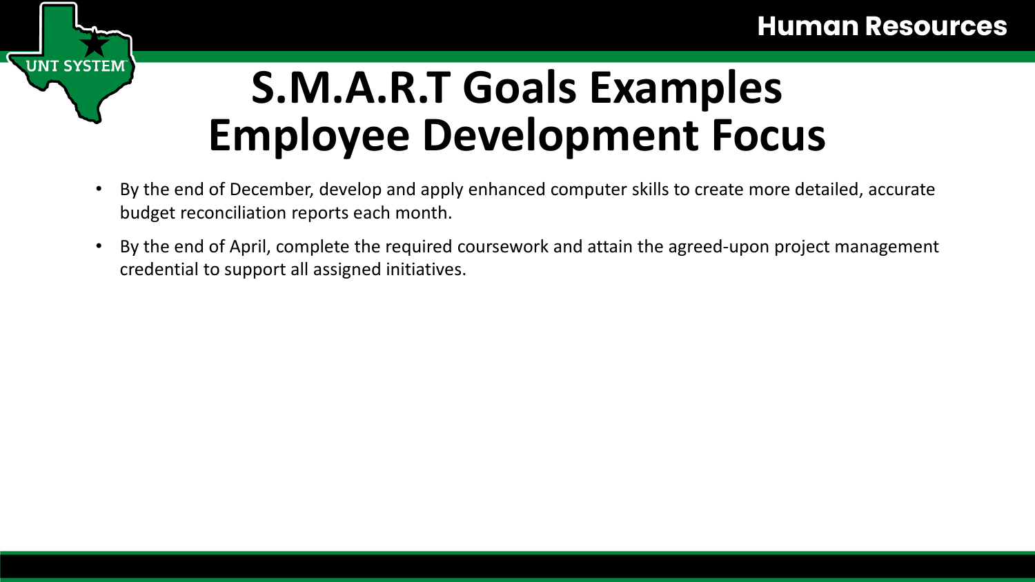# S.M.A.R.T Goals Examples Employee Development Focus

- By the end of December, develop and apply enhanced computer skills to create more detailed, accurate budget reconciliation reports each month.
- By the end of April, complete the required coursework and attain the agreed-upon project management credential to support all assigned initiatives.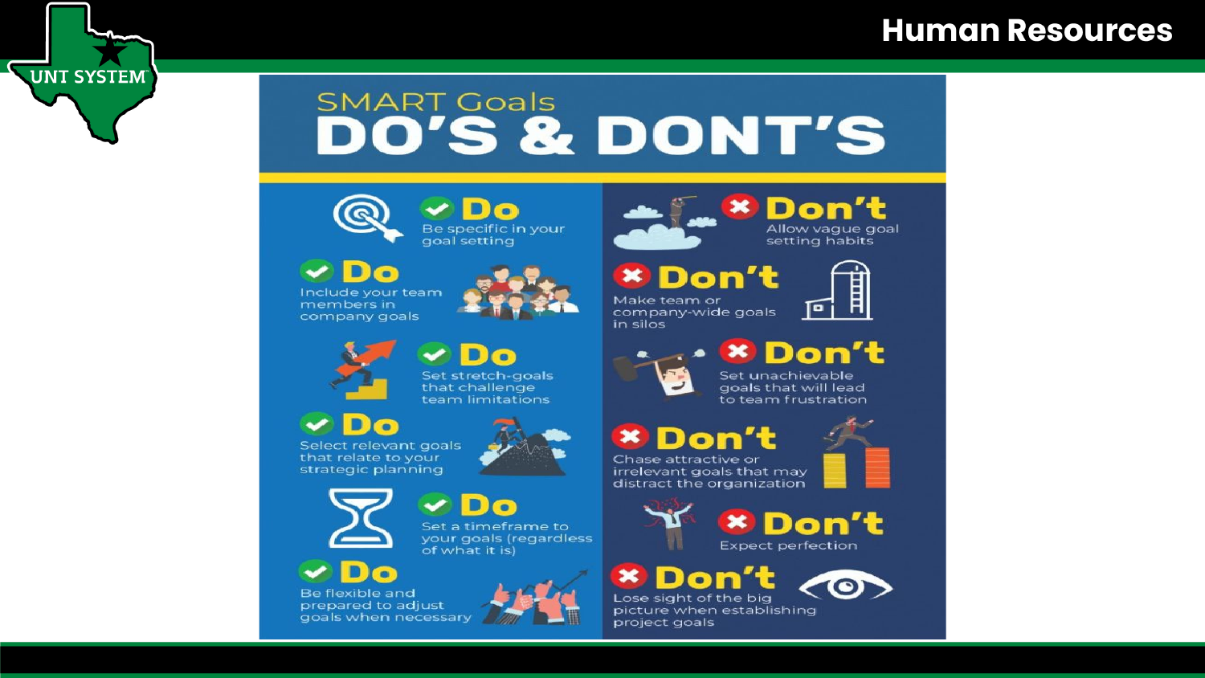# SMART Goals DO'S & DONT'S

| Do | Don't |
| --- | --- |
| Be specific in your goal setting | Allow vague goal setting habits |
| Include your team members in company goals | Make team or company-wide goals in silos |
| Set stretch-goals that challenge team limitations | Set unachievable goals that will lead to team frustration |
| Select relevant goals that relate to your strategic planning | Chase attractive or irrelevant goals that may distract the organization |
| Set a timeframe to your goals (regardless of what it is) | Expect perfection |
| Be flexible and prepared to adjust goals when necessary | Lose sight of the big picture when establishing project goals |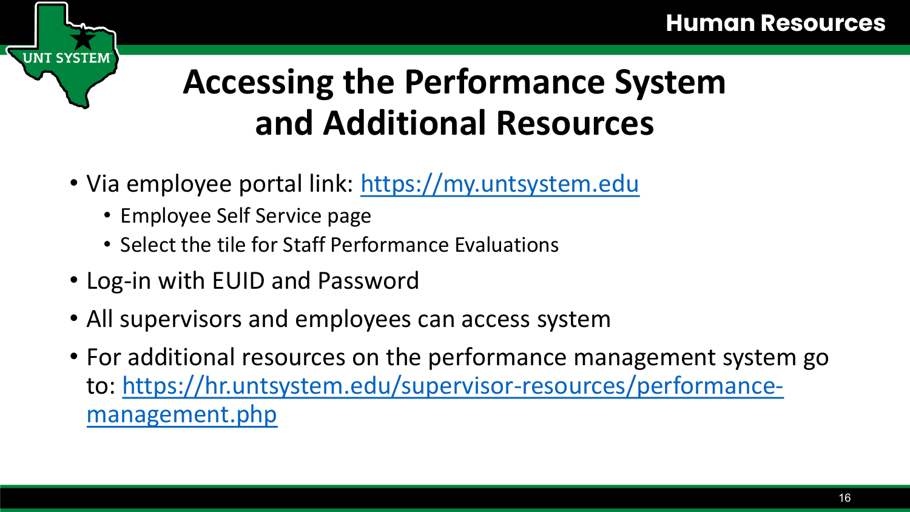# Accessing the Performance System and Additional Resources

- Via employee portal link: https://my.untsystem.edu
  - Employee Self Service page
  - Select the tile for Staff Performance Evaluations
- Log-in with EUID and Password
- All supervisors and employees can access system
- For additional resources on the performance management system go to: https://hr.untsystem.edu/supervisor-resources/performance-management.php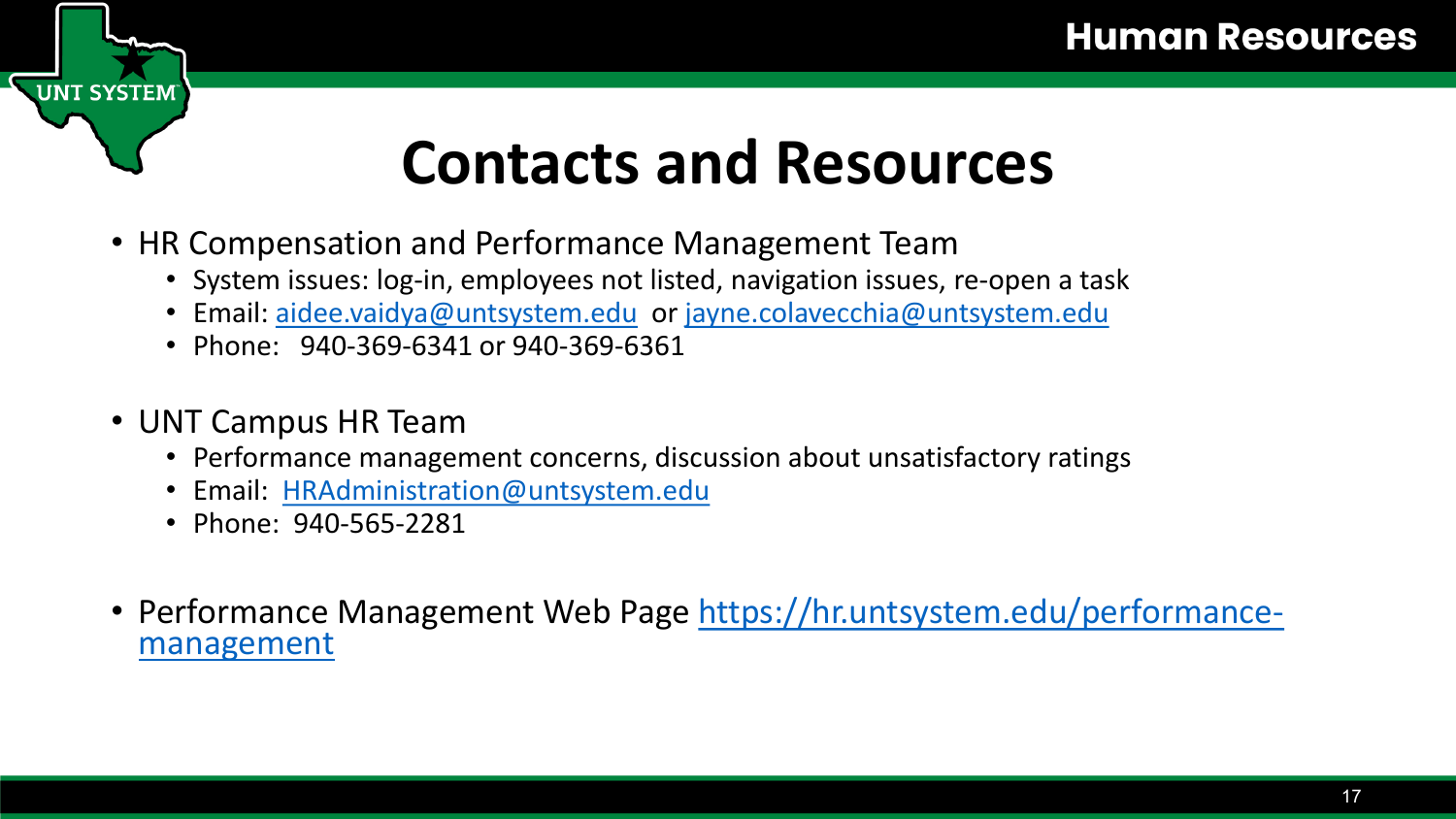# Contacts and Resources

- HR Compensation and Performance Management Team
  - System issues: log-in, employees not listed, navigation issues, re-open a task
  - Email: aidee.vaidya@untsystem.edu or jayne.colavecchia@untsystem.edu
  - Phone: 940-369-6341 or 940-369-6361

- UNT Campus HR Team
  - Performance management concerns, discussion about unsatisfactory ratings
  - Email: HRAdministration@untsystem.edu
  - Phone: 940-565-2281

- Performance Management Web Page https://hr.untsystem.edu/performance-management